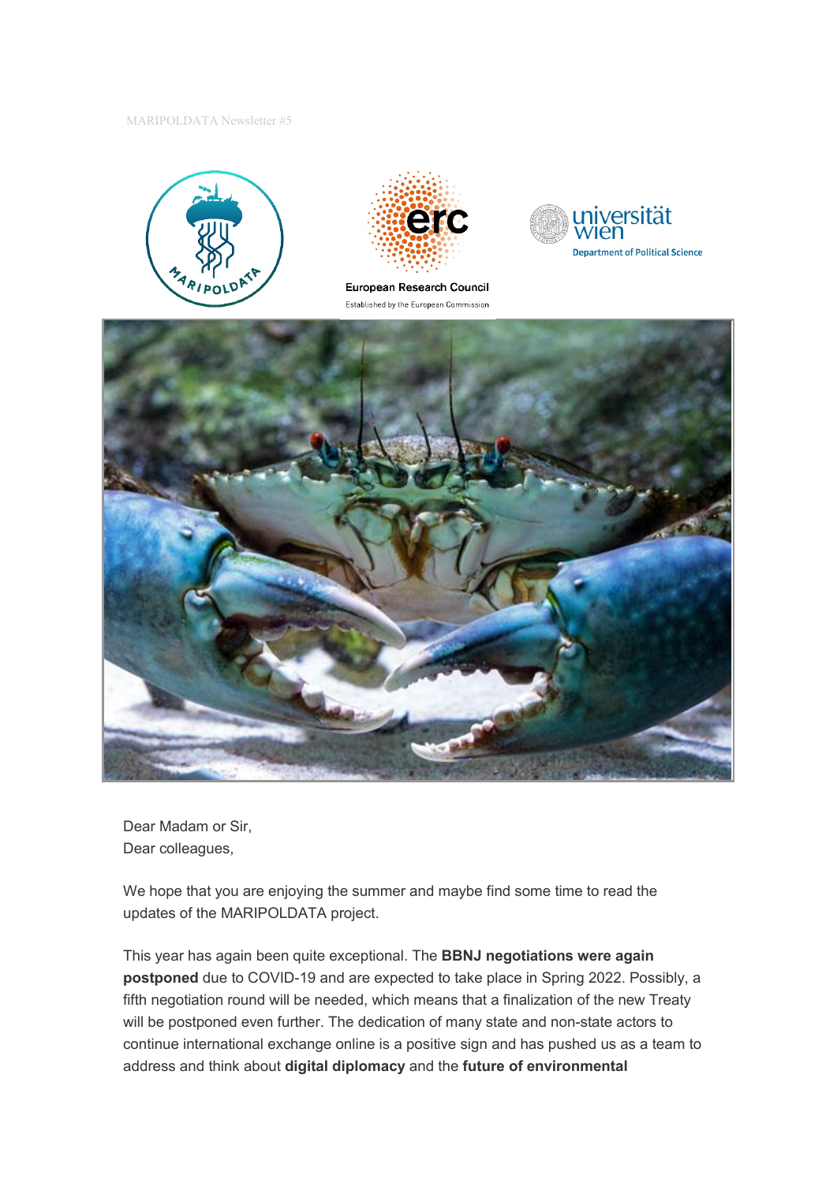MARIPOLDATA Newsletter #5

European Research Council
Established by the European Commission

universität wien
Department of Political Science

Dear Madam or Sir,
Dear colleagues,

We hope that you are enjoying the summer and maybe find some time to read the updates of the MARIPOLDATA project.

This year has again been quite exceptional. The **BBNJ negotiations were again postponed** due to COVID-19 and are expected to take place in Spring 2022. Possibly, a fifth negotiation round will be needed, which means that a finalization of the new Treaty will be postponed even further. The dedication of many state and non-state actors to continue international exchange online is a positive sign and has pushed us as a team to address and think about **digital diplomacy** and the **future of environmental**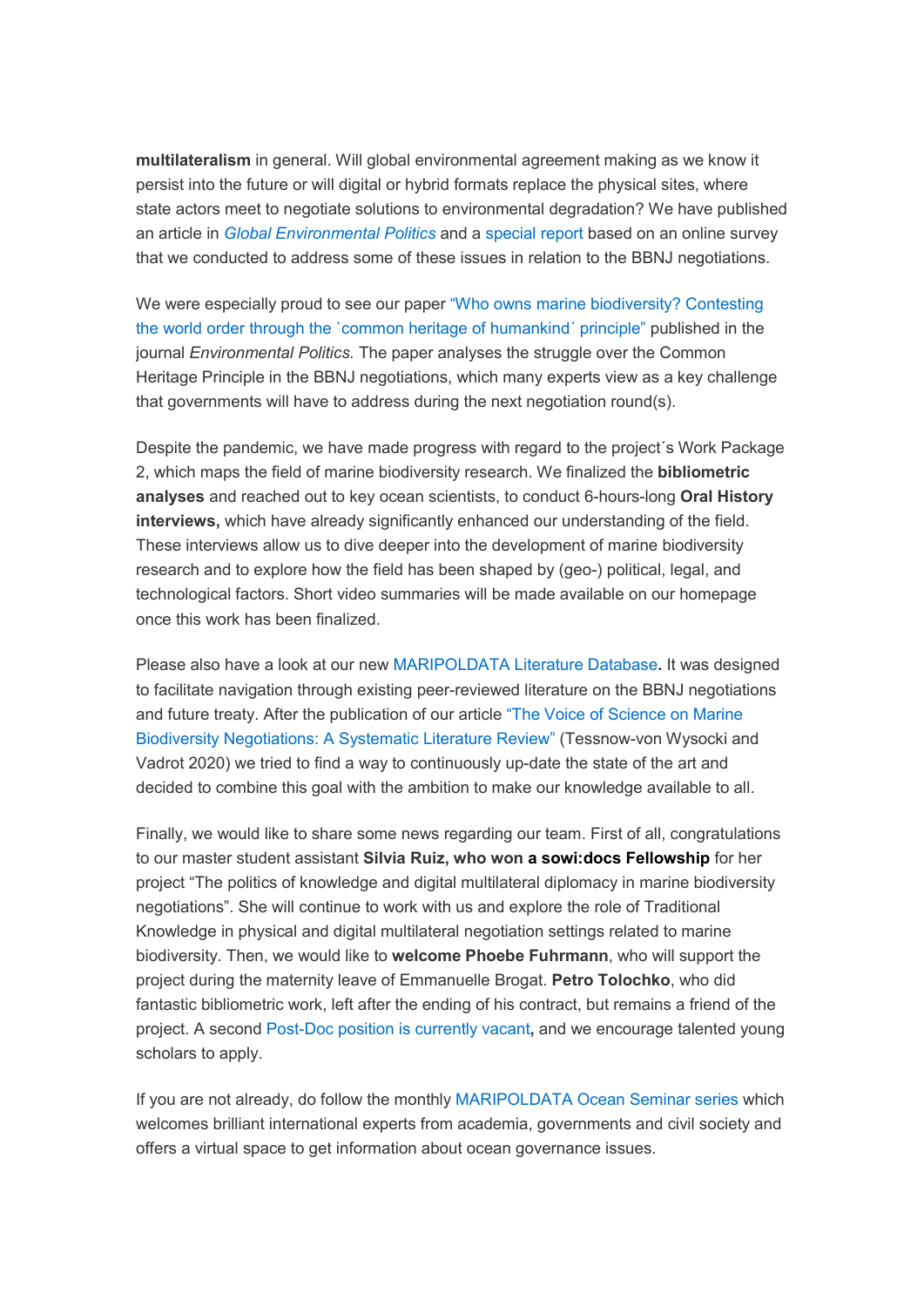**multilateralism** in general. Will global environmental agreement making as we know it persist into the future or will digital or hybrid formats replace the physical sites, where state actors meet to negotiate solutions to environmental degradation? We have published an article in *Global Environmental Politics* and a special report based on an online survey that we conducted to address some of these issues in relation to the BBNJ negotiations.

We were especially proud to see our paper "Who owns marine biodiversity? Contesting the world order through the `common heritage of humankind´ principle" published in the journal *Environmental Politics.* The paper analyses the struggle over the Common Heritage Principle in the BBNJ negotiations, which many experts view as a key challenge that governments will have to address during the next negotiation round(s).

Despite the pandemic, we have made progress with regard to the project´s Work Package 2, which maps the field of marine biodiversity research. We finalized the **bibliometric analyses** and reached out to key ocean scientists, to conduct 6-hours-long **Oral History interviews,** which have already significantly enhanced our understanding of the field. These interviews allow us to dive deeper into the development of marine biodiversity research and to explore how the field has been shaped by (geo-) political, legal, and technological factors. Short video summaries will be made available on our homepage once this work has been finalized.

Please also have a look at our new MARIPOLDATA Literature Database**.** It was designed to facilitate navigation through existing peer-reviewed literature on the BBNJ negotiations and future treaty. After the publication of our article "The Voice of Science on Marine Biodiversity Negotiations: A Systematic Literature Review" (Tessnow-von Wysocki and Vadrot 2020) we tried to find a way to continuously up-date the state of the art and decided to combine this goal with the ambition to make our knowledge available to all.

Finally, we would like to share some news regarding our team. First of all, congratulations to our master student assistant **Silvia Ruiz, who won a sowi:docs Fellowship** for her project "The politics of knowledge and digital multilateral diplomacy in marine biodiversity negotiations". She will continue to work with us and explore the role of Traditional Knowledge in physical and digital multilateral negotiation settings related to marine biodiversity. Then, we would like to **welcome Phoebe Fuhrmann**, who will support the project during the maternity leave of Emmanuelle Brogat. **Petro Tolochko**, who did fantastic bibliometric work, left after the ending of his contract, but remains a friend of the project. A second Post-Doc position is currently vacant**,** and we encourage talented young scholars to apply.

If you are not already, do follow the monthly MARIPOLDATA Ocean Seminar series which welcomes brilliant international experts from academia, governments and civil society and offers a virtual space to get information about ocean governance issues.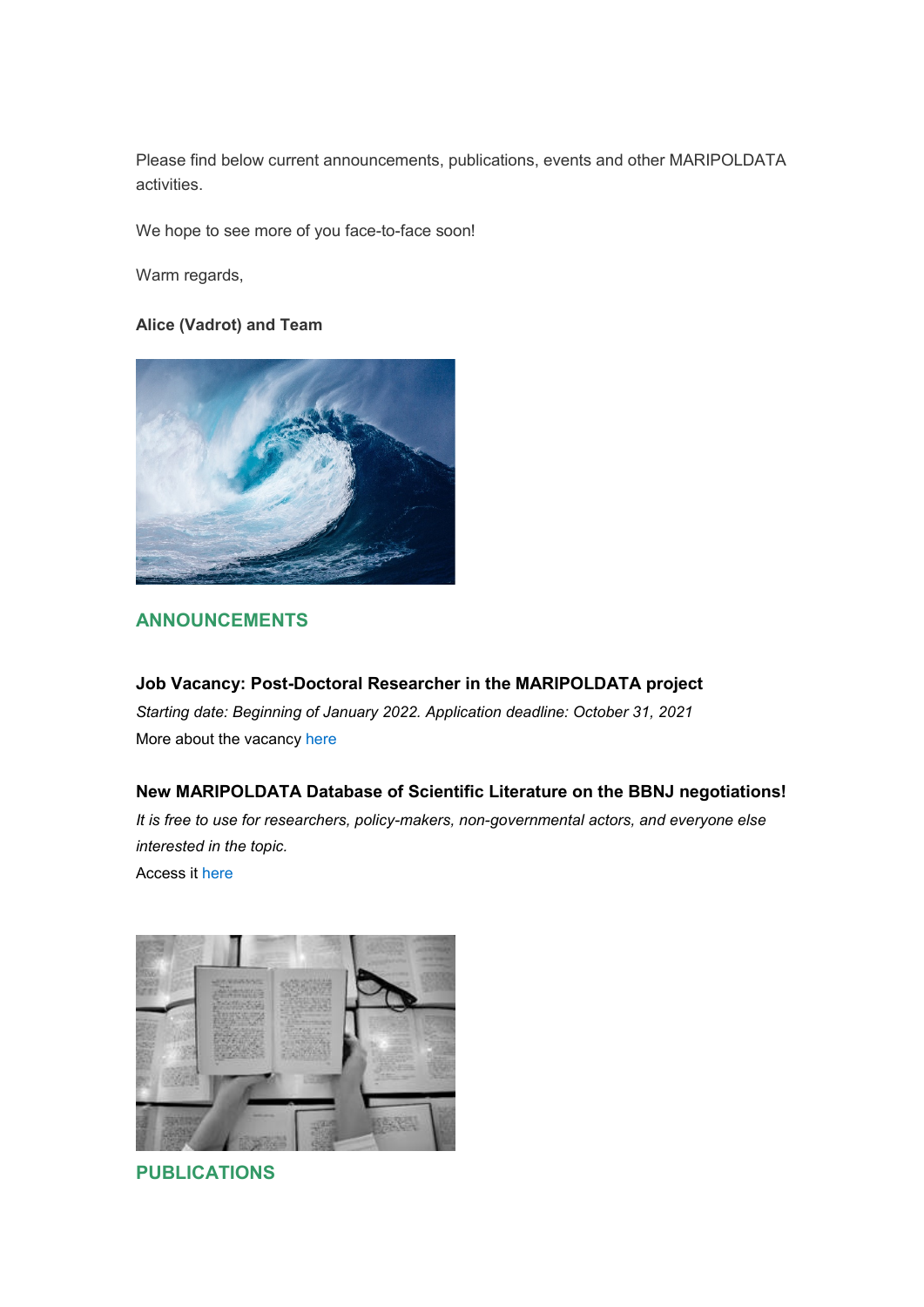Please find below current announcements, publications, events and other MARIPOLDATA activities.

We hope to see more of you face-to-face soon!

Warm regards,

**Alice (Vadrot) and Team**

## ANNOUNCEMENTS

### Job Vacancy: Post-Doctoral Researcher in the MARIPOLDATA project

*Starting date: Beginning of January 2022. Application deadline: October 31, 2021*

More about the vacancy here

### New MARIPOLDATA Database of Scientific Literature on the BBNJ negotiations!

*It is free to use for researchers, policy-makers, non-governmental actors, and everyone else interested in the topic.*

Access it here

## PUBLICATIONS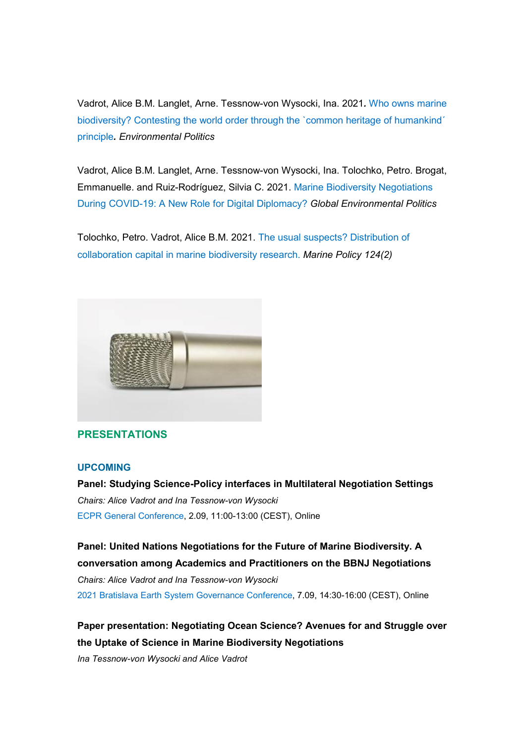Vadrot, Alice B.M. Langlet, Arne. Tessnow-von Wysocki, Ina. 2021**.** Who owns marine biodiversity? Contesting the world order through the `common heritage of humankind´ principle**.** *Environmental Politics*

Vadrot, Alice B.M. Langlet, Arne. Tessnow-von Wysocki, Ina. Tolochko, Petro. Brogat, Emmanuelle. and Ruiz-Rodríguez, Silvia C. 2021. Marine Biodiversity Negotiations During COVID-19: A New Role for Digital Diplomacy? *Global Environmental Politics*

Tolochko, Petro. Vadrot, Alice B.M. 2021. The usual suspects? Distribution of collaboration capital in marine biodiversity research. *Marine Policy 124(2)*

## PRESENTATIONS

### UPCOMING

**Panel: Studying Science-Policy interfaces in Multilateral Negotiation Settings**

*Chairs: Alice Vadrot and Ina Tessnow-von Wysocki*

ECPR General Conference, 2.09, 11:00-13:00 (CEST), Online

**Panel: United Nations Negotiations for the Future of Marine Biodiversity. A conversation among Academics and Practitioners on the BBNJ Negotiations**

*Chairs: Alice Vadrot and Ina Tessnow-von Wysocki*

2021 Bratislava Earth System Governance Conference, 7.09, 14:30-16:00 (CEST), Online

**Paper presentation: Negotiating Ocean Science? Avenues for and Struggle over the Uptake of Science in Marine Biodiversity Negotiations**

*Ina Tessnow-von Wysocki and Alice Vadrot*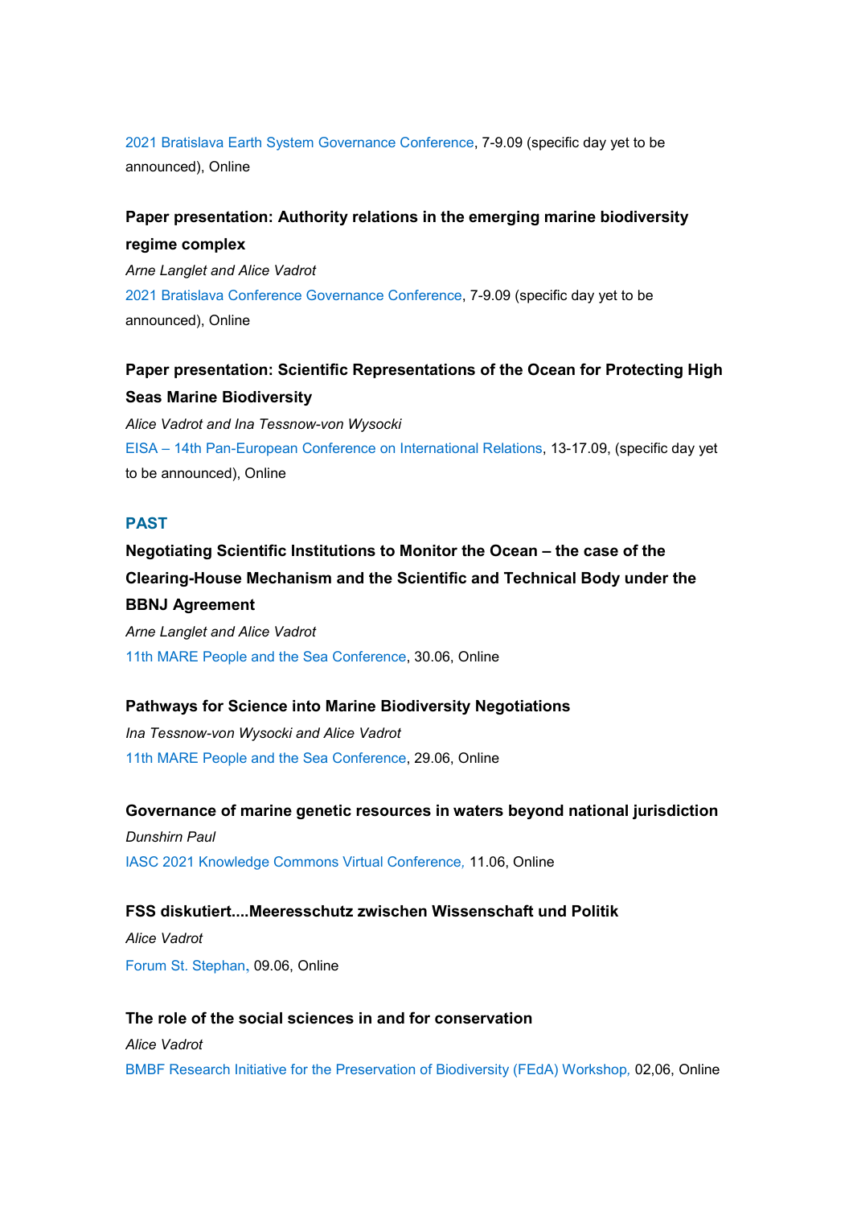2021 Bratislava Earth System Governance Conference, 7-9.09 (specific day yet to be announced), Online

**Paper presentation: Authority relations in the emerging marine biodiversity regime complex**

*Arne Langlet and Alice Vadrot*

2021 Bratislava Conference Governance Conference, 7-9.09 (specific day yet to be announced), Online

**Paper presentation: Scientific Representations of the Ocean for Protecting High Seas Marine Biodiversity**

*Alice Vadrot and Ina Tessnow-von Wysocki*

EISA – 14th Pan-European Conference on International Relations, 13-17.09, (specific day yet to be announced), Online

## PAST

**Negotiating Scientific Institutions to Monitor the Ocean – the case of the Clearing-House Mechanism and the Scientific and Technical Body under the BBNJ Agreement**

*Arne Langlet and Alice Vadrot*

11th MARE People and the Sea Conference, 30.06, Online

**Pathways for Science into Marine Biodiversity Negotiations**

*Ina Tessnow-von Wysocki and Alice Vadrot*

11th MARE People and the Sea Conference, 29.06, Online

**Governance of marine genetic resources in waters beyond national jurisdiction**

*Dunshirn Paul*

IASC 2021 Knowledge Commons Virtual Conference, 11.06, Online

**FSS diskutiert....Meeresschutz zwischen Wissenschaft und Politik**

*Alice Vadrot*

Forum St. Stephan, 09.06, Online

**The role of the social sciences in and for conservation**

*Alice Vadrot*

BMBF Research Initiative for the Preservation of Biodiversity (FEdA) Workshop, 02,06, Online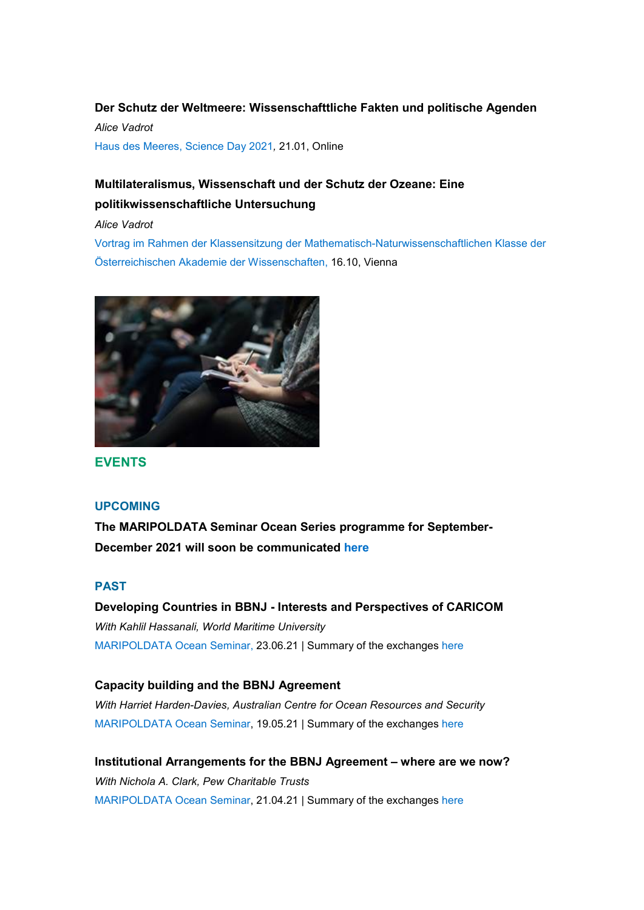**Der Schutz der Weltmeere: Wissenschafttliche Fakten und politische Agenden**

*Alice Vadrot*

Haus des Meeres, Science Day 2021, 21.01, Online

**Multilateralismus, Wissenschaft und der Schutz der Ozeane: Eine politikwissenschaftliche Untersuchung**

*Alice Vadrot*

Vortrag im Rahmen der Klassensitzung der Mathematisch-Naturwissenschaftlichen Klasse der Österreichischen Akademie der Wissenschaften, 16.10, Vienna

## EVENTS

### UPCOMING

**The MARIPOLDATA Seminar Ocean Series programme for September-December 2021 will soon be communicated here**

### PAST

**Developing Countries in BBNJ - Interests and Perspectives of CARICOM**

*With Kahlil Hassanali, World Maritime University*

MARIPOLDATA Ocean Seminar, 23.06.21 | Summary of the exchanges here

**Capacity building and the BBNJ Agreement**

*With Harriet Harden-Davies, Australian Centre for Ocean Resources and Security*

MARIPOLDATA Ocean Seminar, 19.05.21 | Summary of the exchanges here

**Institutional Arrangements for the BBNJ Agreement – where are we now?**

*With Nichola A. Clark, Pew Charitable Trusts*

MARIPOLDATA Ocean Seminar, 21.04.21 | Summary of the exchanges here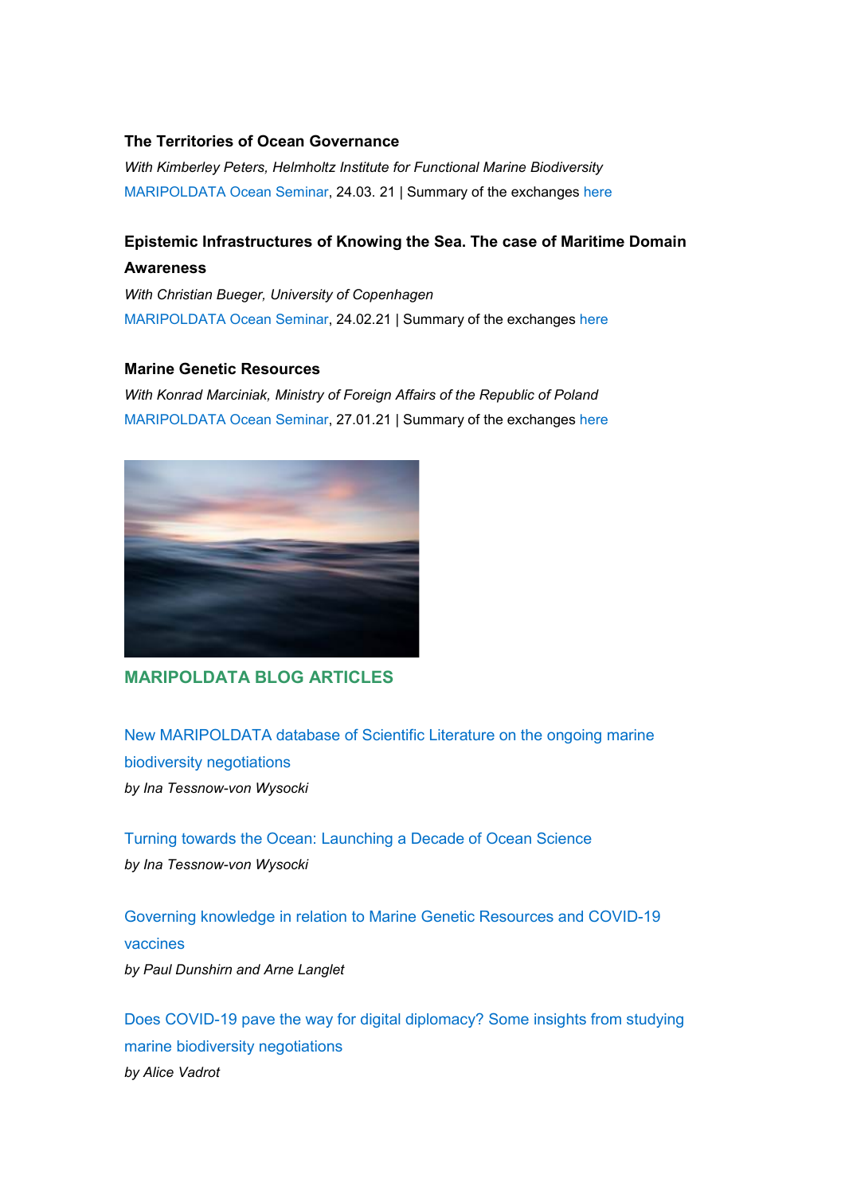**The Territories of Ocean Governance**

*With Kimberley Peters, Helmholtz Institute for Functional Marine Biodiversity*

MARIPOLDATA Ocean Seminar, 24.03. 21 | Summary of the exchanges here

**Epistemic Infrastructures of Knowing the Sea. The case of Maritime Domain Awareness**

*With Christian Bueger, University of Copenhagen*

MARIPOLDATA Ocean Seminar, 24.02.21 | Summary of the exchanges here

**Marine Genetic Resources**

*With Konrad Marciniak, Ministry of Foreign Affairs of the Republic of Poland*

MARIPOLDATA Ocean Seminar, 27.01.21 | Summary of the exchanges here

## MARIPOLDATA BLOG ARTICLES

New MARIPOLDATA database of Scientific Literature on the ongoing marine biodiversity negotiations

*by Ina Tessnow-von Wysocki*

Turning towards the Ocean: Launching a Decade of Ocean Science

*by Ina Tessnow-von Wysocki*

Governing knowledge in relation to Marine Genetic Resources and COVID-19 vaccines

*by Paul Dunshirn and Arne Langlet*

Does COVID-19 pave the way for digital diplomacy? Some insights from studying marine biodiversity negotiations

*by Alice Vadrot*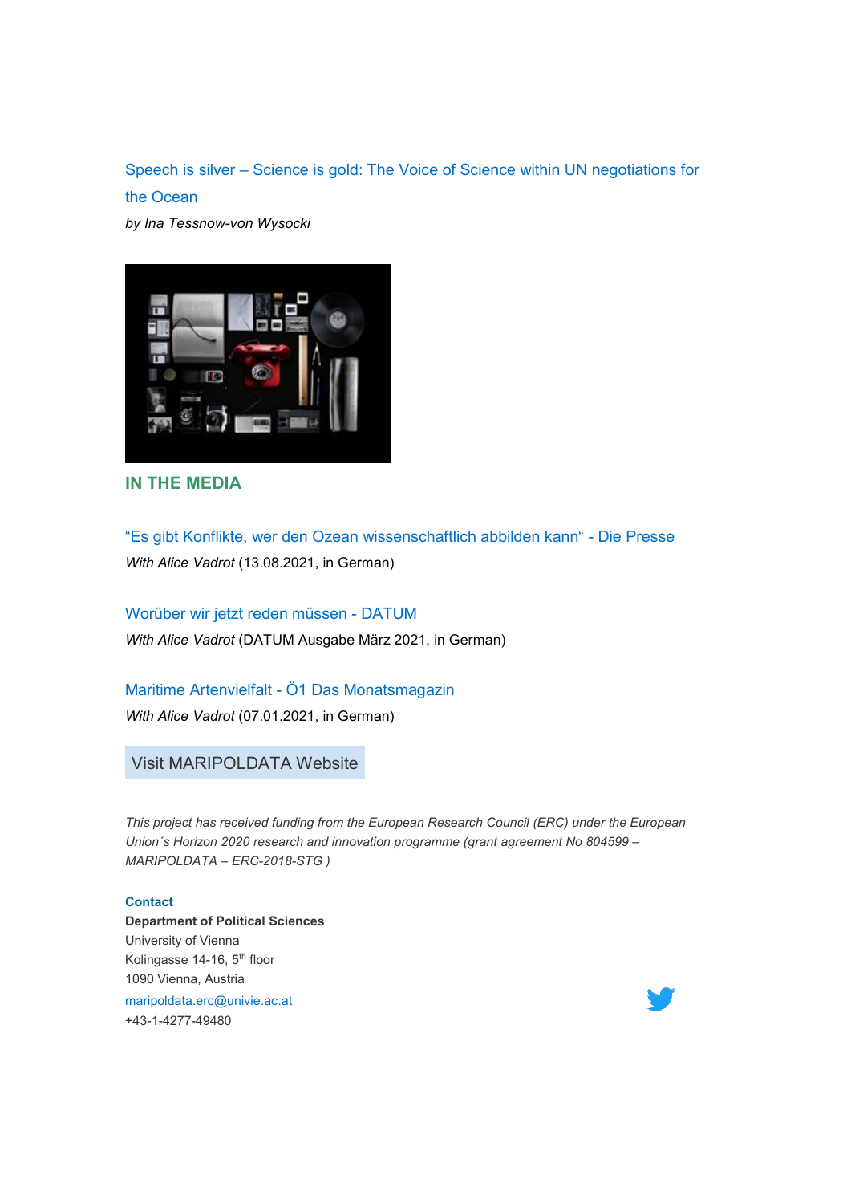Speech is silver – Science is gold: The Voice of Science within UN negotiations for the Ocean

*by Ina Tessnow-von Wysocki*

## IN THE MEDIA

"Es gibt Konflikte, wer den Ozean wissenschaftlich abbilden kann" - Die Presse

*With Alice Vadrot* (13.08.2021, in German)

Worüber wir jetzt reden müssen - DATUM

*With Alice Vadrot* (DATUM Ausgabe März 2021, in German)

Maritime Artenvielfalt - Ö1 Das Monatsmagazin

*With Alice Vadrot* (07.01.2021, in German)

Visit MARIPOLDATA Website

*This project has received funding from the European Research Council (ERC) under the European Union´s Horizon 2020 research and innovation programme (grant agreement No 804599 – MARIPOLDATA – ERC-2018-STG )*

**Contact**

**Department of Political Sciences**
University of Vienna
Kolingasse 14-16, 5th floor
1090 Vienna, Austria
maripoldata.erc@univie.ac.at
+43-1-4277-49480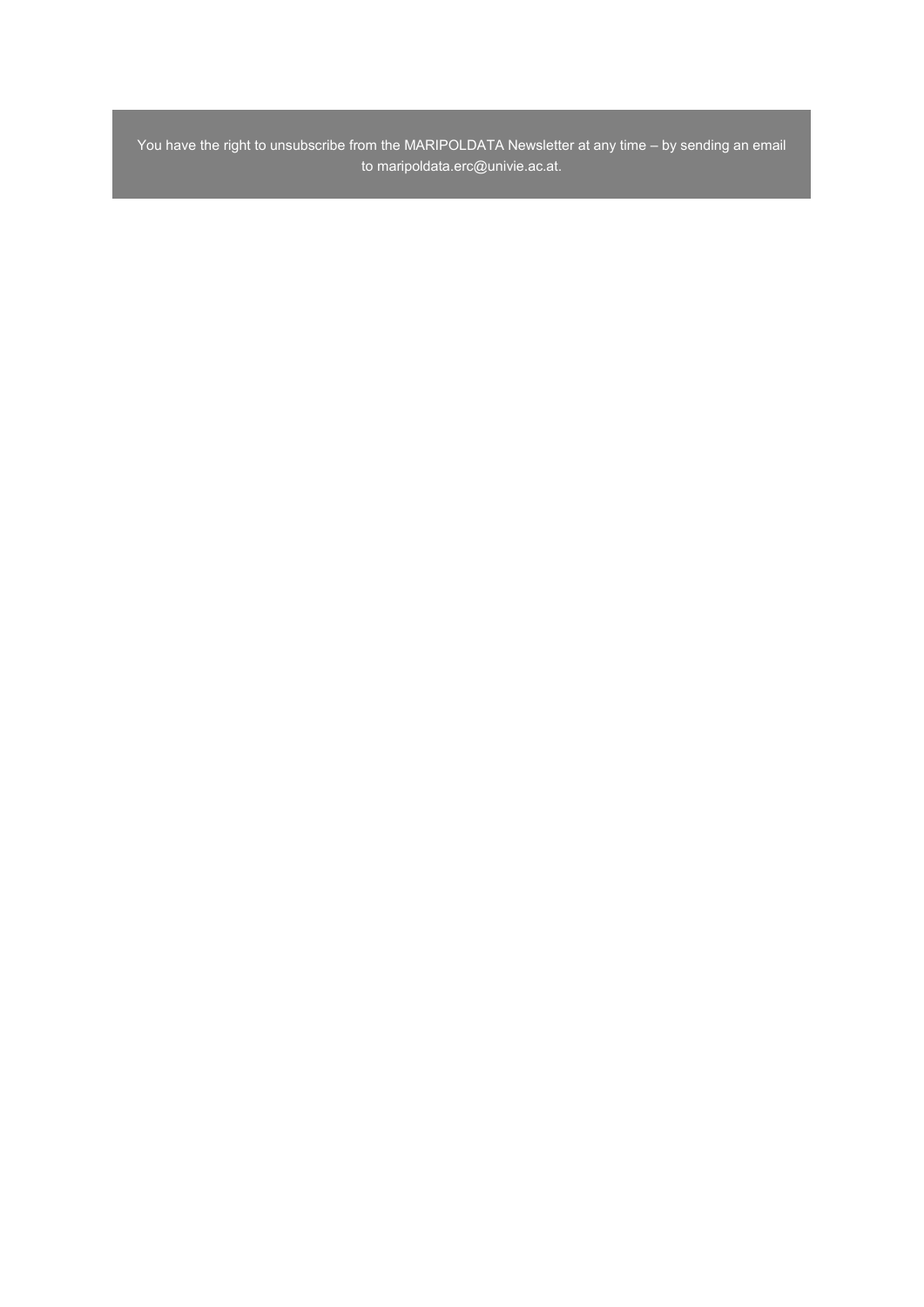You have the right to unsubscribe from the MARIPOLDATA Newsletter at any time – by sending an email to maripoldata.erc@univie.ac.at.